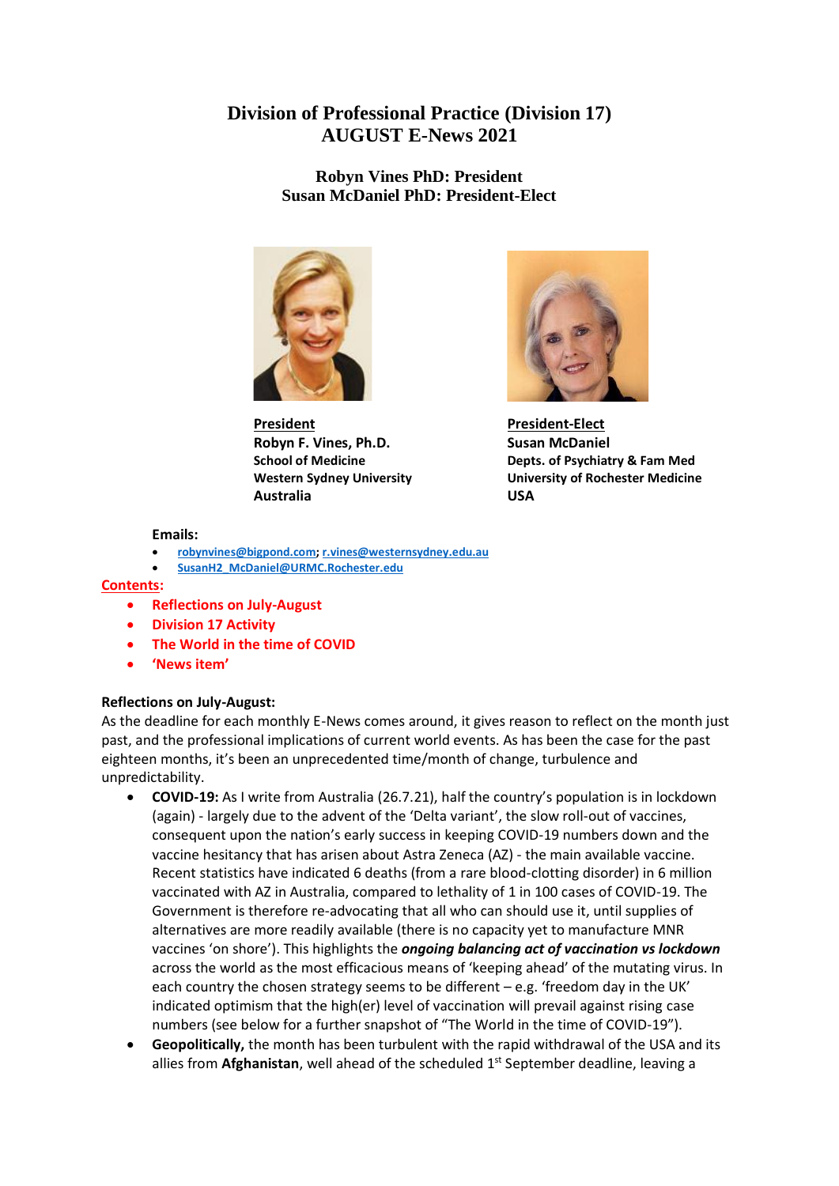# Division of Professional Practice (Division 17)
# AUGUST E-News 2021

### Robyn Vines PhD: President
### Susan McDaniel PhD: President-Elect

**President**
**Robyn F. Vines, Ph.D.**
**School of Medicine**
**Western Sydney University**
**Australia**

**President-Elect**
**Susan McDaniel**
**Depts. of Psychiatry & Fam Med**
**University of Rochester Medicine**
**USA**

**Emails:**

- robynvines@bigpond.com; r.vines@westernsydney.edu.au
- SusanH2_McDaniel@URMC.Rochester.edu

**Contents:**

- **Reflections on July-August**
- **Division 17 Activity**
- **The World in the time of COVID**
- **'News item'**

**Reflections on July-August:**

As the deadline for each monthly E-News comes around, it gives reason to reflect on the month just past, and the professional implications of current world events. As has been the case for the past eighteen months, it's been an unprecedented time/month of change, turbulence and unpredictability.

- **COVID-19:** As I write from Australia (26.7.21), half the country's population is in lockdown (again) - largely due to the advent of the 'Delta variant', the slow roll-out of vaccines, consequent upon the nation's early success in keeping COVID-19 numbers down and the vaccine hesitancy that has arisen about Astra Zeneca (AZ) - the main available vaccine. Recent statistics have indicated 6 deaths (from a rare blood-clotting disorder) in 6 million vaccinated with AZ in Australia, compared to lethality of 1 in 100 cases of COVID-19. The Government is therefore re-advocating that all who can should use it, until supplies of alternatives are more readily available (there is no capacity yet to manufacture MNR vaccines 'on shore'). This highlights the ***ongoing balancing act of vaccination vs lockdown*** across the world as the most efficacious means of 'keeping ahead' of the mutating virus. In each country the chosen strategy seems to be different – e.g. 'freedom day in the UK' indicated optimism that the high(er) level of vaccination will prevail against rising case numbers (see below for a further snapshot of "The World in the time of COVID-19").
- **Geopolitically,** the month has been turbulent with the rapid withdrawal of the USA and its allies from **Afghanistan**, well ahead of the scheduled 1st September deadline, leaving a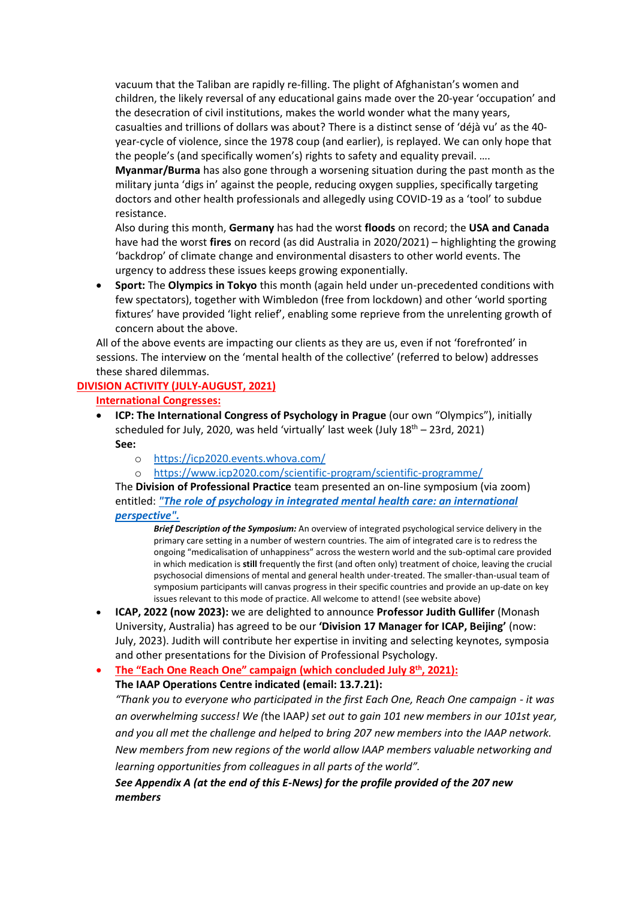vacuum that the Taliban are rapidly re-filling. The plight of Afghanistan's women and children, the likely reversal of any educational gains made over the 20-year 'occupation' and the desecration of civil institutions, makes the world wonder what the many years, casualties and trillions of dollars was about? There is a distinct sense of 'déjà vu' as the 40-year-cycle of violence, since the 1978 coup (and earlier), is replayed. We can only hope that the people's (and specifically women's) rights to safety and equality prevail. ….

**Myanmar/Burma** has also gone through a worsening situation during the past month as the military junta 'digs in' against the people, reducing oxygen supplies, specifically targeting doctors and other health professionals and allegedly using COVID-19 as a 'tool' to subdue resistance.

Also during this month, **Germany** has had the worst **floods** on record; the **USA and Canada** have had the worst **fires** on record (as did Australia in 2020/2021) – highlighting the growing 'backdrop' of climate change and environmental disasters to other world events. The urgency to address these issues keeps growing exponentially.

- **Sport:** The **Olympics in Tokyo** this month (again held under un-precedented conditions with few spectators), together with Wimbledon (free from lockdown) and other 'world sporting fixtures' have provided 'light relief', enabling some reprieve from the unrelenting growth of concern about the above.

All of the above events are impacting our clients as they are us, even if not 'forefronted' in sessions. The interview on the 'mental health of the collective' (referred to below) addresses these shared dilemmas.

## DIVISION ACTIVITY (JULY-AUGUST, 2021)

### International Congresses:

- **ICP: The International Congress of Psychology in Prague** (our own "Olympics"), initially scheduled for July, 2020, was held 'virtually' last week (July 18th – 23rd, 2021)
  **See:**
  - https://icp2020.events.whova.com/
  - https://www.icp2020.com/scientific-program/scientific-programme/

  The **Division of Professional Practice** team presented an on-line symposium (via zoom) entitled: ***"The role of psychology in integrated mental health care: an international perspective".***

  > ***Brief Description of the Symposium:*** An overview of integrated psychological service delivery in the primary care setting in a number of western countries. The aim of integrated care is to redress the ongoing "medicalisation of unhappiness" across the western world and the sub-optimal care provided in which medication is **still** frequently the first (and often only) treatment of choice, leaving the crucial psychosocial dimensions of mental and general health under-treated. The smaller-than-usual team of symposium participants will canvas progress in their specific countries and provide an up-date on key issues relevant to this mode of practice. All welcome to attend! (see website above)

- **ICAP, 2022 (now 2023):** we are delighted to announce **Professor Judith Gullifer** (Monash University, Australia) has agreed to be our **'Division 17 Manager for ICAP, Beijing'** (now: July, 2023). Judith will contribute her expertise in inviting and selecting keynotes, symposia and other presentations for the Division of Professional Psychology.

- **The "Each One Reach One" campaign (which concluded July 8th, 2021):**
  **The IAAP Operations Centre indicated (email: 13.7.21):**
  *"Thank you to everyone who participated in the first Each One, Reach One campaign - it was an overwhelming success! We (*the IAAP*) set out to gain 101 new members in our 101st year, and you all met the challenge and helped to bring 207 new members into the IAAP network. New members from new regions of the world allow IAAP members valuable networking and learning opportunities from colleagues in all parts of the world".*
  ***See Appendix A (at the end of this E-News) for the profile provided of the 207 new members***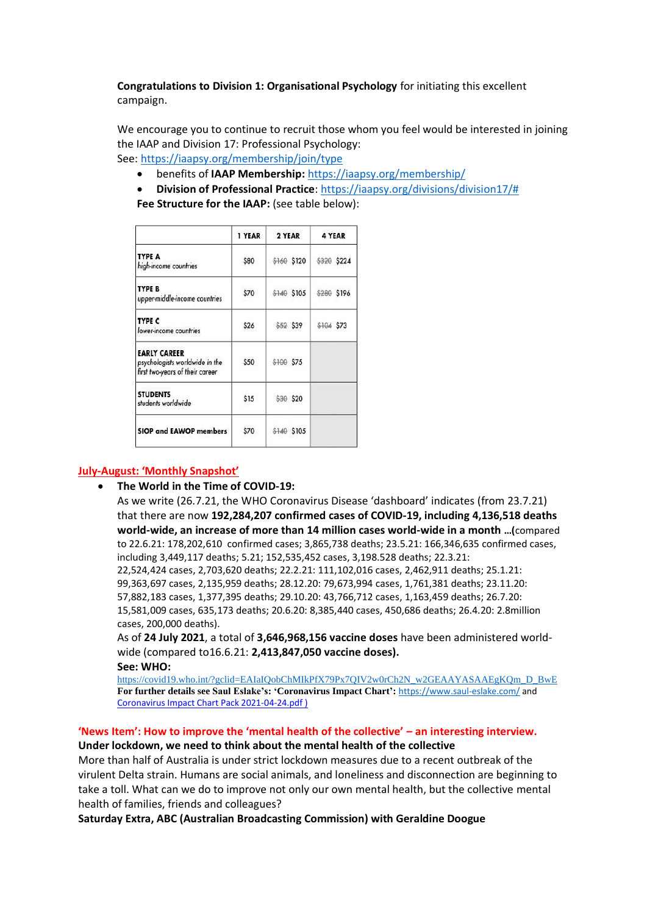**Congratulations to Division 1: Organisational Psychology** for initiating this excellent campaign.

We encourage you to continue to recruit those whom you feel would be interested in joining the IAAP and Division 17: Professional Psychology:
See: https://iaapsy.org/membership/join/type

- benefits of **IAAP Membership:** https://iaapsy.org/membership/
- **Division of Professional Practice**: https://iaapsy.org/divisions/division17/#

**Fee Structure for the IAAP:** (see table below):

| | 1 YEAR | 2 YEAR | 4 YEAR |
|---|---|---|---|
| **TYPE A** *high-income countries* | $80 | ~~$160~~ $120 | ~~$320~~ $224 |
| **TYPE B** *upper-middle-income countries* | $70 | ~~$140~~ $105 | ~~$280~~ $196 |
| **TYPE C** *lower-income countries* | $26 | ~~$52~~ $39 | ~~$104~~ $73 |
| **EARLY CAREER** *psychologists worldwide in the first two-years of their career* | $50 | ~~$100~~ $75 | |
| **STUDENTS** *students worldwide* | $15 | ~~$30~~ $20 | |
| **SIOP and EAWOP members** | $70 | ~~$140~~ $105 | |

## July-August: 'Monthly Snapshot'

- **The World in the Time of COVID-19:**
  As we write (26.7.21, the WHO Coronavirus Disease 'dashboard' indicates (from 23.7.21) that there are now **192,284,207 confirmed cases of COVID-19, including 4,136,518 deaths world-wide, an increase of more than 14 million cases world-wide in a month …**(compared to 22.6.21: 178,202,610 confirmed cases; 3,865,738 deaths; 23.5.21: 166,346,635 confirmed cases, including 3,449,117 deaths; 5.21; 152,535,452 cases, 3,198.528 deaths; 22.3.21: 22,524,424 cases, 2,703,620 deaths; 22.2.21: 111,102,016 cases, 2,462,911 deaths; 25.1.21: 99,363,697 cases, 2,135,959 deaths; 28.12.20: 79,673,994 cases, 1,761,381 deaths; 23.11.20: 57,882,183 cases, 1,377,395 deaths; 29.10.20: 43,766,712 cases, 1,163,459 deaths; 26.7.20: 15,581,009 cases, 635,173 deaths; 20.6.20: 8,385,440 cases, 450,686 deaths; 26.4.20: 2.8million cases, 200,000 deaths).
  As of **24 July 2021**, a total of **3,646,968,156 vaccine doses** have been administered world-wide (compared to16.6.21: **2,413,847,050 vaccine doses).**
  **See: WHO:**
  https://covid19.who.int/?gclid=EAIaIQobChMIkPfX79Px7QIV2w0rCh2N_w2GEAAYASAAEgKQm_D_BwE
  **For further details see Saul Eslake's: 'Coronavirus Impact Chart':** https://www.saul-eslake.com/ and Coronavirus Impact Chart Pack 2021-04-24.pdf )

## 'News Item': How to improve the 'mental health of the collective' – an interesting interview.

**Under lockdown, we need to think about the mental health of the collective**

More than half of Australia is under strict lockdown measures due to a recent outbreak of the virulent Delta strain. Humans are social animals, and loneliness and disconnection are beginning to take a toll. What can we do to improve not only our own mental health, but the collective mental health of families, friends and colleagues?

**Saturday Extra, ABC (Australian Broadcasting Commission) with Geraldine Doogue**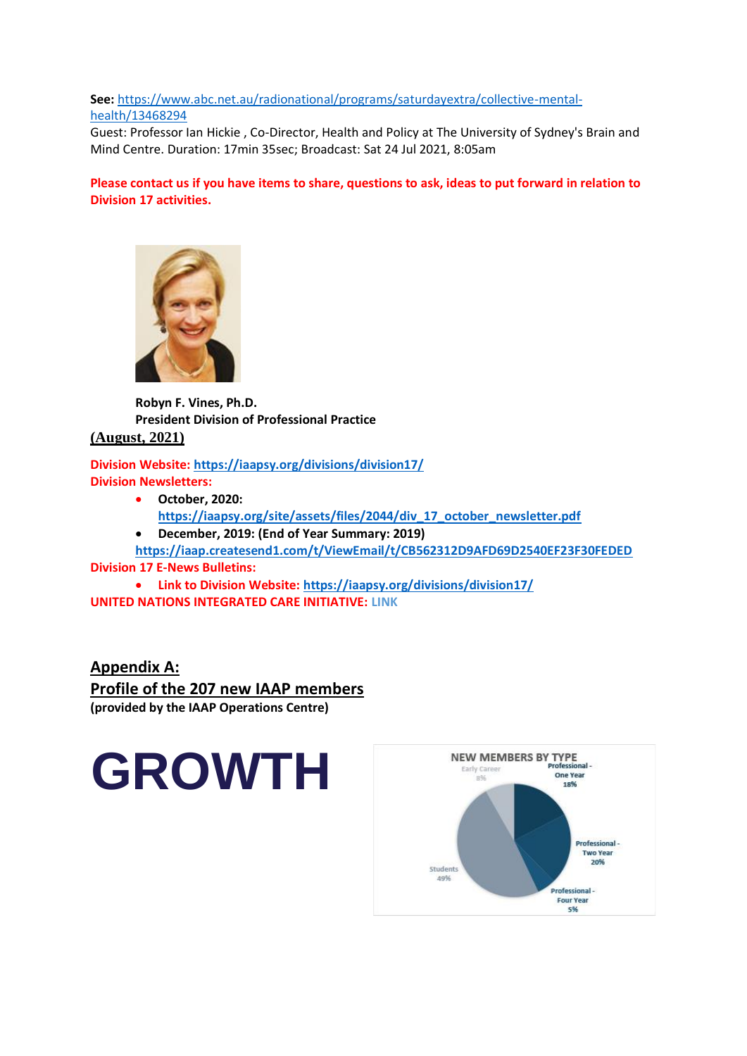**See:** [https://www.abc.net.au/radionational/programs/saturdayextra/collective-mental-health/13468294](https://www.abc.net.au/radionational/programs/saturdayextra/collective-mental-health/13468294)
Guest: Professor Ian Hickie , Co-Director, Health and Policy at The University of Sydney's Brain and Mind Centre. Duration: 17min 35sec; Broadcast: Sat 24 Jul 2021, 8:05am

**Please contact us if you have items to share, questions to ask, ideas to put forward in relation to Division 17 activities.**

**Robyn F. Vines, Ph.D.**
**President Division of Professional Practice**

**(August, 2021)**

**Division Website:** [https://iaapsy.org/divisions/division17/](https://iaapsy.org/divisions/division17/)
**Division Newsletters:**

- **October, 2020:** [https://iaapsy.org/site/assets/files/2044/div_17_october_newsletter.pdf](https://iaapsy.org/site/assets/files/2044/div_17_october_newsletter.pdf)
- **December, 2019: (End of Year Summary: 2019)** [https://iaap.createsend1.com/t/ViewEmail/t/CB562312D9AFD69D2540EF23F30FEDED](https://iaap.createsend1.com/t/ViewEmail/t/CB562312D9AFD69D2540EF23F30FEDED)

**Division 17 E-News Bulletins:**

- **Link to Division Website:** [https://iaapsy.org/divisions/division17/](https://iaapsy.org/divisions/division17/)

**UNITED NATIONS INTEGRATED CARE INITIATIVE:** LINK

## Appendix A:
## Profile of the 207 new IAAP members

**(provided by the IAAP Operations Centre)**

# GROWTH

NEW MEMBERS BY TYPE

- Early Career 8%
- Professional - One Year 18%
- Professional - Two Year 20%
- Professional - Four Year 5%
- Students 49%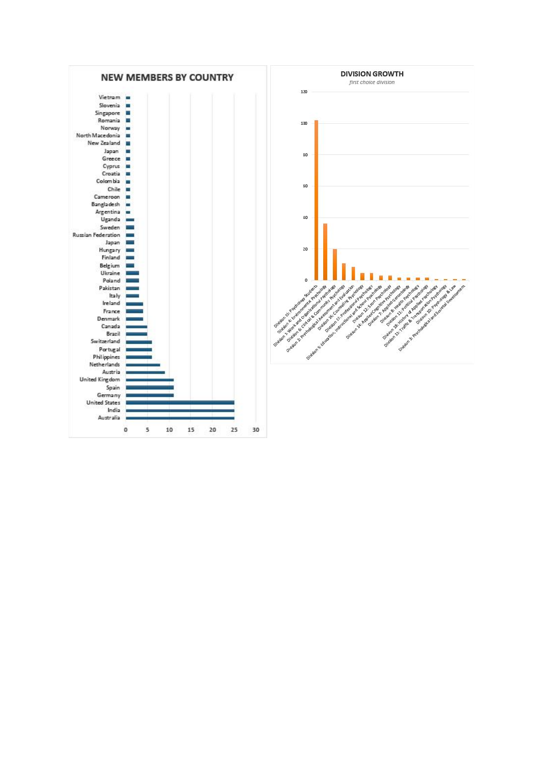NEW MEMBERS BY COUNTRY

Vietnam
Slovenia
Singapore
Romania
Norway
North Macedonia
New Zealand
Japan
Greece
Cyprus
Croatia
Colombia
Chile
Cameroon
Bangladesh
Argentina
Uganda
Sweden
Russian Federation
Japan
Hungary
Finland
Belgium
Ukraine
Poland
Pakistan
Italy
Ireland
France
Denmark
Canada
Brazil
Switzerland
Portugal
Philippines
Netherlands
Austria
United Kingdom
Spain
Germany
United States
India
Australia

0 5 10 15 20 25 30

DIVISION GROWTH

*first choice division*

120
100
80
60
40
20
0

Division 15: Psychology Students
Division 4: Environmental Psychology
Division 1: Work and Organizational Psychology
Division 6: Clinical & Community Psychology
Division 2: Psychological Assessment and Evaluation
Division 16: Counseling Psychology
Division 17: Professional Psychology
Division 5: Education, Instructional and School Psychology
Division 12: Sport Psychology
Division 14: Applied Cognitive Psychology
Division 7: Applied Gerontology
Division 8: Health Psychology
Division 18: History of Applied Psychology
Division 11: Political Psychology
Division 13: Traffic & Transportation Psychology
Division 10: Psychology & Law
Division 3: Psychological and Societal Development